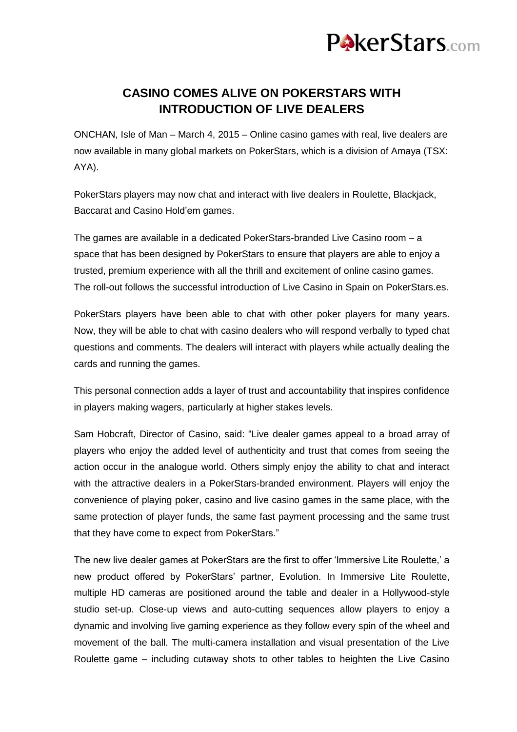# CASINO COMES ALIVE ON POKERSTARS WITH INTRODUCTION OF LIVE DEALERS

ONCHAN, Isle of Man – March 4, 2015 – Online casino games with real, live dealers are now available in many global markets on PokerStars, which is a division of Amaya (TSX: AYA).

PokerStars players may now chat and interact with live dealers in Roulette, Blackjack, Baccarat and Casino Hold'em games.

The games are available in a dedicated PokerStars-branded Live Casino room – a space that has been designed by PokerStars to ensure that players are able to enjoy a trusted, premium experience with all the thrill and excitement of online casino games. The roll-out follows the successful introduction of Live Casino in Spain on PokerStars.es.

PokerStars players have been able to chat with other poker players for many years. Now, they will be able to chat with casino dealers who will respond verbally to typed chat questions and comments. The dealers will interact with players while actually dealing the cards and running the games.

This personal connection adds a layer of trust and accountability that inspires confidence in players making wagers, particularly at higher stakes levels.

Sam Hobcraft, Director of Casino, said: "Live dealer games appeal to a broad array of players who enjoy the added level of authenticity and trust that comes from seeing the action occur in the analogue world. Others simply enjoy the ability to chat and interact with the attractive dealers in a PokerStars-branded environment. Players will enjoy the convenience of playing poker, casino and live casino games in the same place, with the same protection of player funds, the same fast payment processing and the same trust that they have come to expect from PokerStars."

The new live dealer games at PokerStars are the first to offer 'Immersive Lite Roulette,' a new product offered by PokerStars' partner, Evolution. In Immersive Lite Roulette, multiple HD cameras are positioned around the table and dealer in a Hollywood-style studio set-up. Close-up views and auto-cutting sequences allow players to enjoy a dynamic and involving live gaming experience as they follow every spin of the wheel and movement of the ball. The multi-camera installation and visual presentation of the Live Roulette game – including cutaway shots to other tables to heighten the Live Casino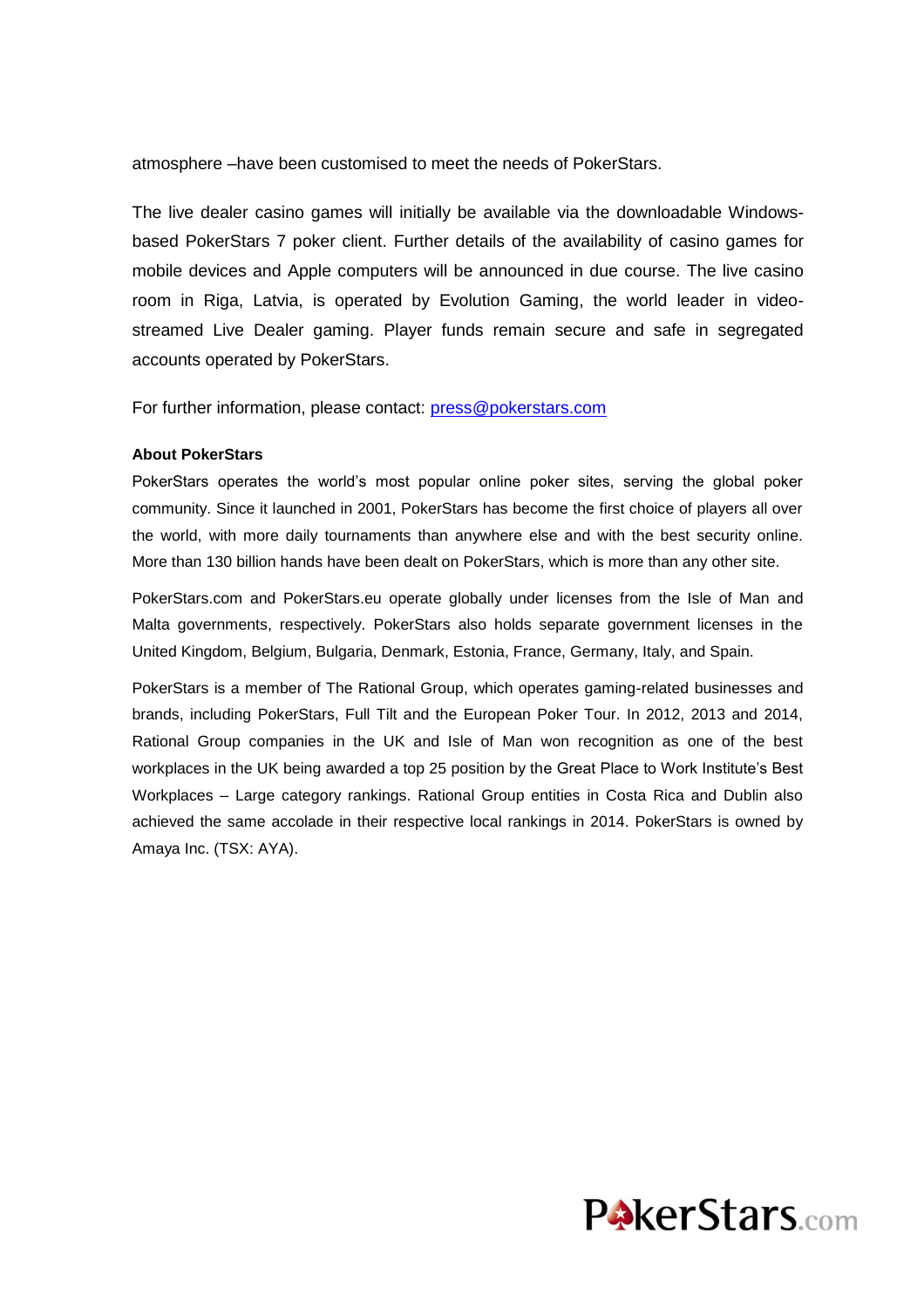atmosphere –have been customised to meet the needs of PokerStars.

The live dealer casino games will initially be available via the downloadable Windows-based PokerStars 7 poker client. Further details of the availability of casino games for mobile devices and Apple computers will be announced in due course. The live casino room in Riga, Latvia, is operated by Evolution Gaming, the world leader in video-streamed Live Dealer gaming. Player funds remain secure and safe in segregated accounts operated by PokerStars.

For further information, please contact: press@pokerstars.com

**About PokerStars**

PokerStars operates the world's most popular online poker sites, serving the global poker community. Since it launched in 2001, PokerStars has become the first choice of players all over the world, with more daily tournaments than anywhere else and with the best security online. More than 130 billion hands have been dealt on PokerStars, which is more than any other site.

PokerStars.com and PokerStars.eu operate globally under licenses from the Isle of Man and Malta governments, respectively. PokerStars also holds separate government licenses in the United Kingdom, Belgium, Bulgaria, Denmark, Estonia, France, Germany, Italy, and Spain.

PokerStars is a member of The Rational Group, which operates gaming-related businesses and brands, including PokerStars, Full Tilt and the European Poker Tour. In 2012, 2013 and 2014, Rational Group companies in the UK and Isle of Man won recognition as one of the best workplaces in the UK being awarded a top 25 position by the Great Place to Work Institute's Best Workplaces – Large category rankings. Rational Group entities in Costa Rica and Dublin also achieved the same accolade in their respective local rankings in 2014. PokerStars is owned by Amaya Inc. (TSX: AYA).

PokerStars.com